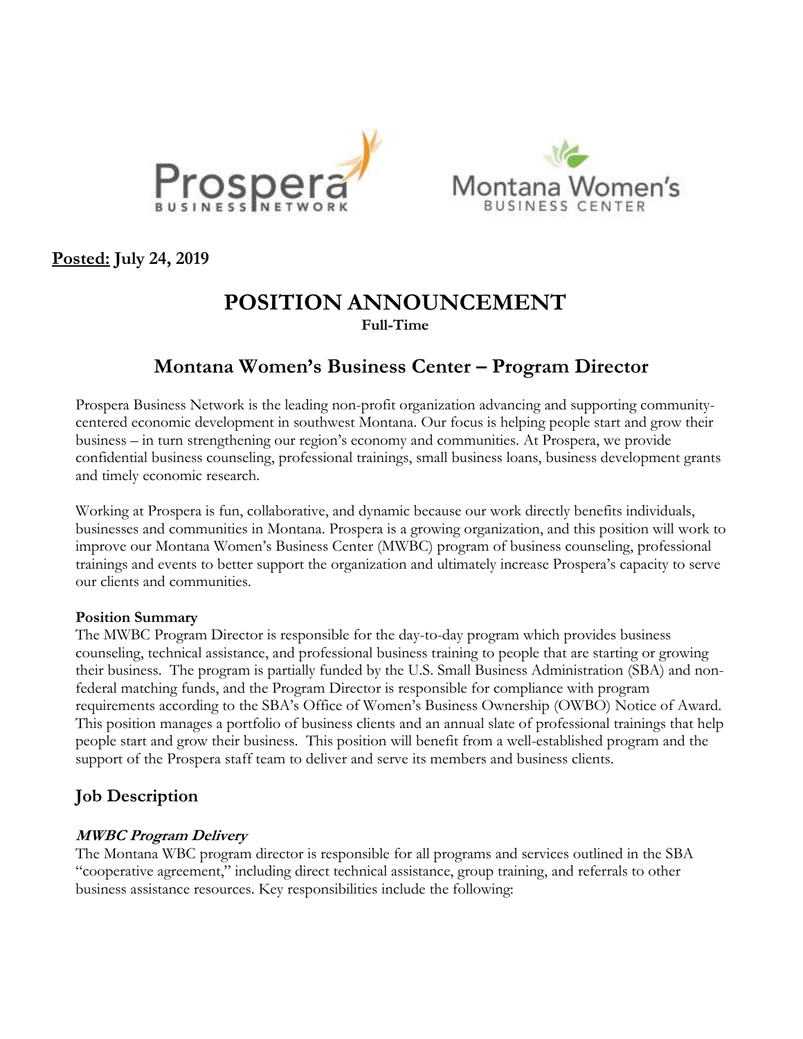**Posted:** **July 24, 2019**

# POSITION ANNOUNCEMENT

**Full-Time**

## Montana Women's Business Center – Program Director

Prospera Business Network is the leading non-profit organization advancing and supporting community-centered economic development in southwest Montana. Our focus is helping people start and grow their business – in turn strengthening our region's economy and communities. At Prospera, we provide confidential business counseling, professional trainings, small business loans, business development grants and timely economic research.

Working at Prospera is fun, collaborative, and dynamic because our work directly benefits individuals, businesses and communities in Montana. Prospera is a growing organization, and this position will work to improve our Montana Women's Business Center (MWBC) program of business counseling, professional trainings and events to better support the organization and ultimately increase Prospera's capacity to serve our clients and communities.

**Position Summary**

The MWBC Program Director is responsible for the day-to-day program which provides business counseling, technical assistance, and professional business training to people that are starting or growing their business. The program is partially funded by the U.S. Small Business Administration (SBA) and non-federal matching funds, and the Program Director is responsible for compliance with program requirements according to the SBA's Office of Women's Business Ownership (OWBO) Notice of Award. This position manages a portfolio of business clients and an annual slate of professional trainings that help people start and grow their business. This position will benefit from a well-established program and the support of the Prospera staff team to deliver and serve its members and business clients.

## Job Description

### *MWBC Program Delivery*

The Montana WBC program director is responsible for all programs and services outlined in the SBA "cooperative agreement," including direct technical assistance, group training, and referrals to other business assistance resources. Key responsibilities include the following: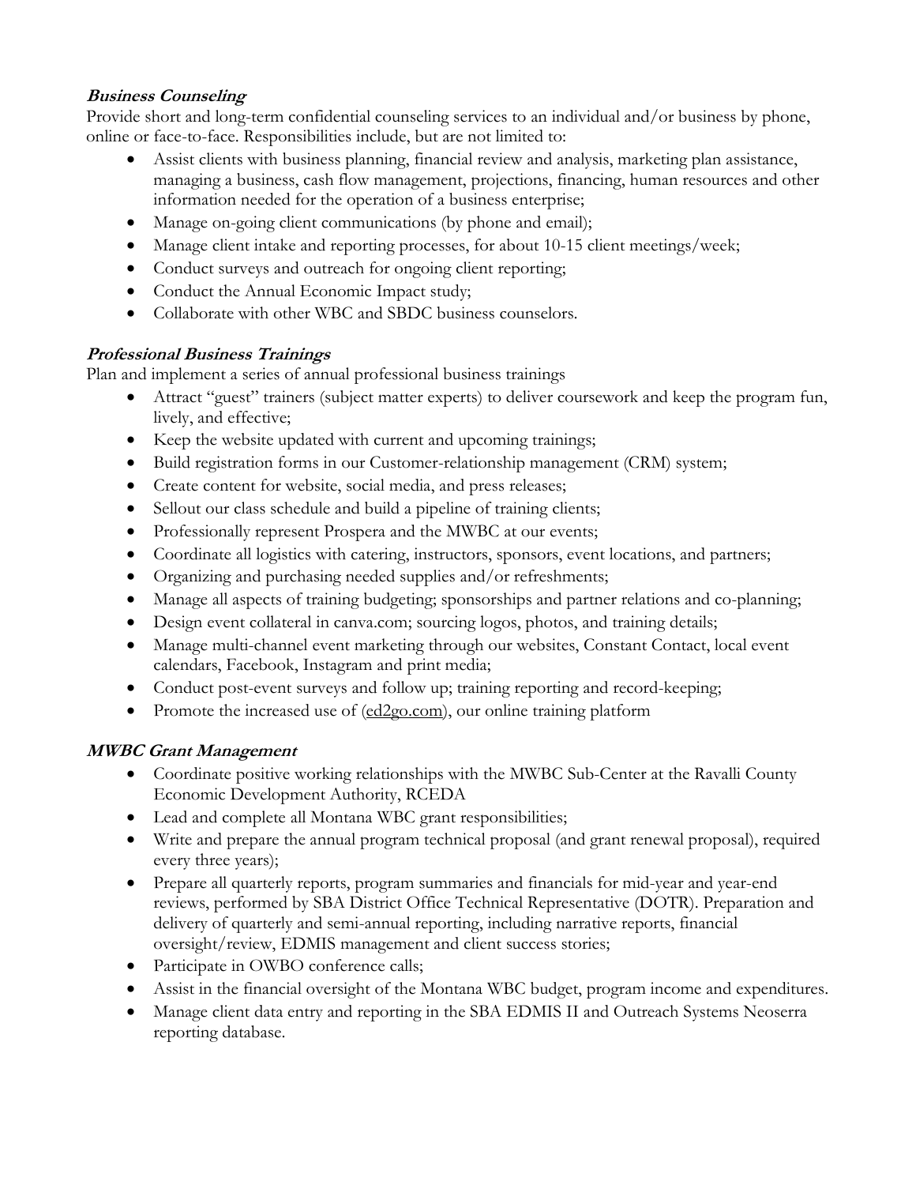***Business Counseling***

Provide short and long-term confidential counseling services to an individual and/or business by phone, online or face-to-face. Responsibilities include, but are not limited to:

- Assist clients with business planning, financial review and analysis, marketing plan assistance, managing a business, cash flow management, projections, financing, human resources and other information needed for the operation of a business enterprise;
- Manage on-going client communications (by phone and email);
- Manage client intake and reporting processes, for about 10-15 client meetings/week;
- Conduct surveys and outreach for ongoing client reporting;
- Conduct the Annual Economic Impact study;
- Collaborate with other WBC and SBDC business counselors.

***Professional Business Trainings***

Plan and implement a series of annual professional business trainings

- Attract "guest" trainers (subject matter experts) to deliver coursework and keep the program fun, lively, and effective;
- Keep the website updated with current and upcoming trainings;
- Build registration forms in our Customer-relationship management (CRM) system;
- Create content for website, social media, and press releases;
- Sellout our class schedule and build a pipeline of training clients;
- Professionally represent Prospera and the MWBC at our events;
- Coordinate all logistics with catering, instructors, sponsors, event locations, and partners;
- Organizing and purchasing needed supplies and/or refreshments;
- Manage all aspects of training budgeting; sponsorships and partner relations and co-planning;
- Design event collateral in canva.com; sourcing logos, photos, and training details;
- Manage multi-channel event marketing through our websites, Constant Contact, local event calendars, Facebook, Instagram and print media;
- Conduct post-event surveys and follow up; training reporting and record-keeping;
- Promote the increased use of (ed2go.com), our online training platform

***MWBC Grant Management***

- Coordinate positive working relationships with the MWBC Sub-Center at the Ravalli County Economic Development Authority, RCEDA
- Lead and complete all Montana WBC grant responsibilities;
- Write and prepare the annual program technical proposal (and grant renewal proposal), required every three years);
- Prepare all quarterly reports, program summaries and financials for mid-year and year-end reviews, performed by SBA District Office Technical Representative (DOTR). Preparation and delivery of quarterly and semi-annual reporting, including narrative reports, financial oversight/review, EDMIS management and client success stories;
- Participate in OWBO conference calls;
- Assist in the financial oversight of the Montana WBC budget, program income and expenditures.
- Manage client data entry and reporting in the SBA EDMIS II and Outreach Systems Neoserra reporting database.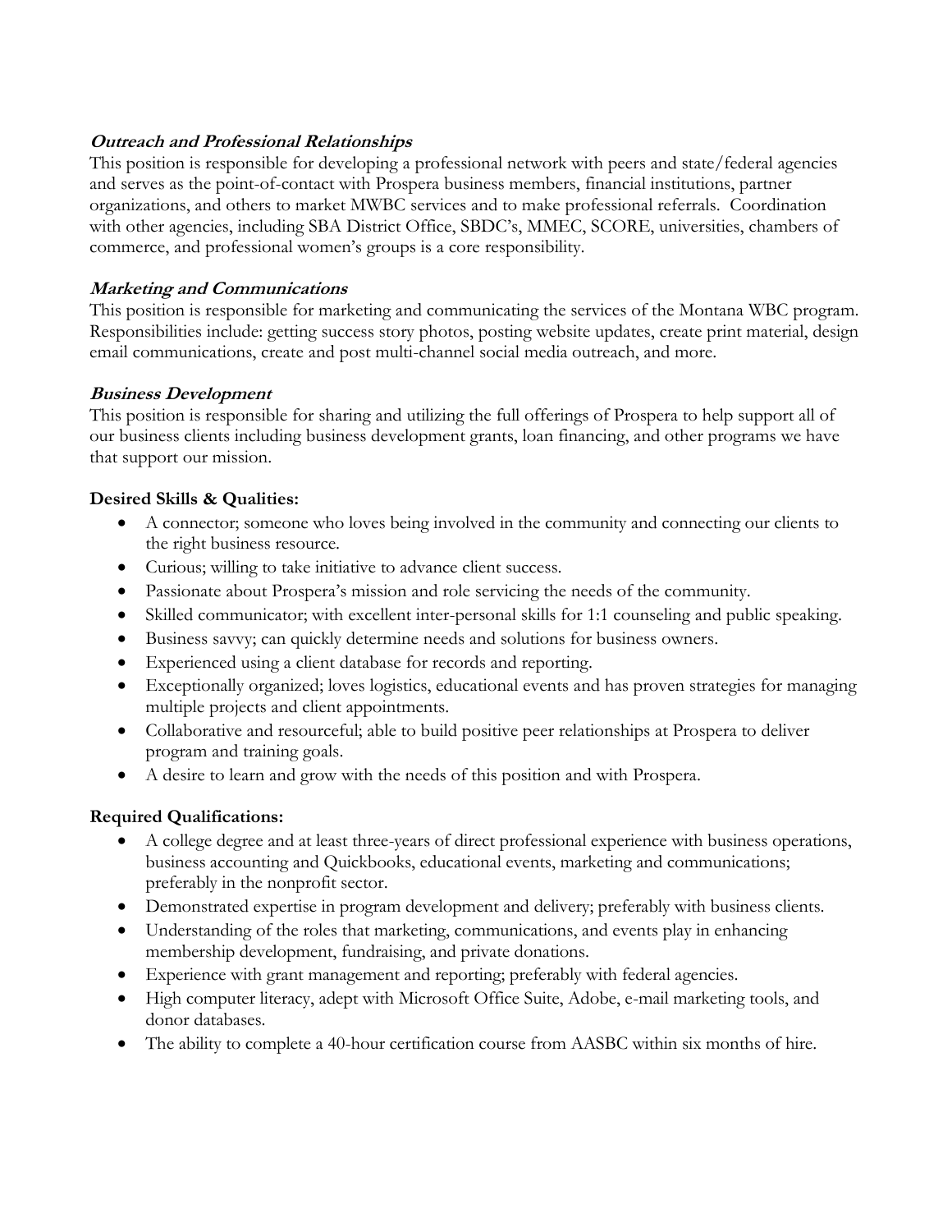***Outreach and Professional Relationships***

This position is responsible for developing a professional network with peers and state/federal agencies and serves as the point-of-contact with Prospera business members, financial institutions, partner organizations, and others to market MWBC services and to make professional referrals. Coordination with other agencies, including SBA District Office, SBDC's, MMEC, SCORE, universities, chambers of commerce, and professional women's groups is a core responsibility.

***Marketing and Communications***

This position is responsible for marketing and communicating the services of the Montana WBC program. Responsibilities include: getting success story photos, posting website updates, create print material, design email communications, create and post multi-channel social media outreach, and more.

***Business Development***

This position is responsible for sharing and utilizing the full offerings of Prospera to help support all of our business clients including business development grants, loan financing, and other programs we have that support our mission.

**Desired Skills & Qualities:**

- A connector; someone who loves being involved in the community and connecting our clients to the right business resource.
- Curious; willing to take initiative to advance client success.
- Passionate about Prospera's mission and role servicing the needs of the community.
- Skilled communicator; with excellent inter-personal skills for 1:1 counseling and public speaking.
- Business savvy; can quickly determine needs and solutions for business owners.
- Experienced using a client database for records and reporting.
- Exceptionally organized; loves logistics, educational events and has proven strategies for managing multiple projects and client appointments.
- Collaborative and resourceful; able to build positive peer relationships at Prospera to deliver program and training goals.
- A desire to learn and grow with the needs of this position and with Prospera.

**Required Qualifications:**

- A college degree and at least three-years of direct professional experience with business operations, business accounting and Quickbooks, educational events, marketing and communications; preferably in the nonprofit sector.
- Demonstrated expertise in program development and delivery; preferably with business clients.
- Understanding of the roles that marketing, communications, and events play in enhancing membership development, fundraising, and private donations.
- Experience with grant management and reporting; preferably with federal agencies.
- High computer literacy, adept with Microsoft Office Suite, Adobe, e-mail marketing tools, and donor databases.
- The ability to complete a 40-hour certification course from AASBC within six months of hire.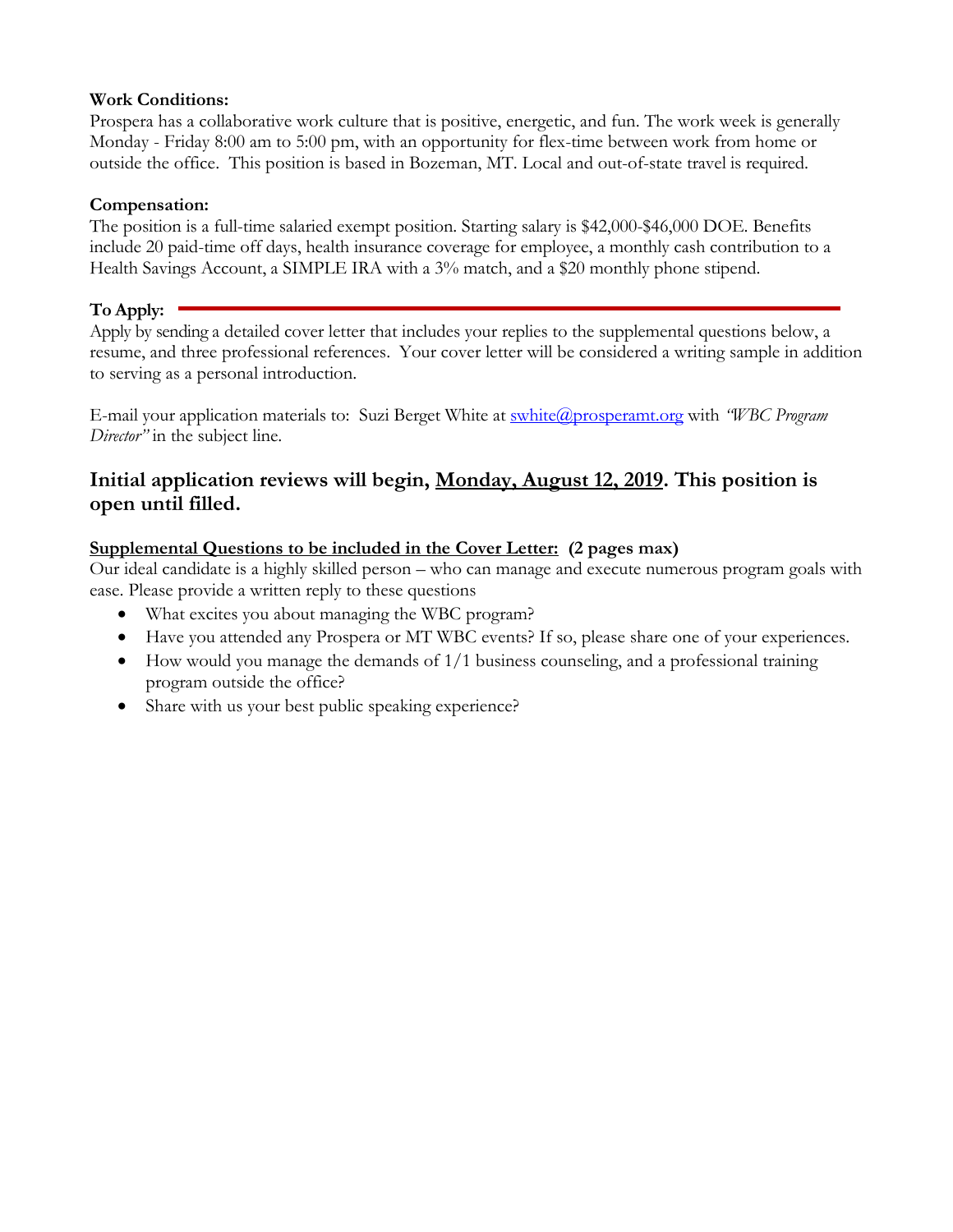**Work Conditions:**
Prospera has a collaborative work culture that is positive, energetic, and fun. The work week is generally Monday - Friday 8:00 am to 5:00 pm, with an opportunity for flex-time between work from home or outside the office. This position is based in Bozeman, MT. Local and out-of-state travel is required.

**Compensation:**
The position is a full-time salaried exempt position. Starting salary is $42,000-$46,000 DOE. Benefits include 20 paid-time off days, health insurance coverage for employee, a monthly cash contribution to a Health Savings Account, a SIMPLE IRA with a 3% match, and a $20 monthly phone stipend.

**To Apply:**
Apply by sending a detailed cover letter that includes your replies to the supplemental questions below, a resume, and three professional references. Your cover letter will be considered a writing sample in addition to serving as a personal introduction.

E-mail your application materials to: Suzi Berget White at swhite@prosperamt.org with *"WBC Program Director"* in the subject line.

## Initial application reviews will begin, Monday, August 12, 2019. This position is open until filled.

**Supplemental Questions to be included in the Cover Letter: (2 pages max)**
Our ideal candidate is a highly skilled person – who can manage and execute numerous program goals with ease. Please provide a written reply to these questions

- What excites you about managing the WBC program?
- Have you attended any Prospera or MT WBC events? If so, please share one of your experiences.
- How would you manage the demands of 1/1 business counseling, and a professional training program outside the office?
- Share with us your best public speaking experience?